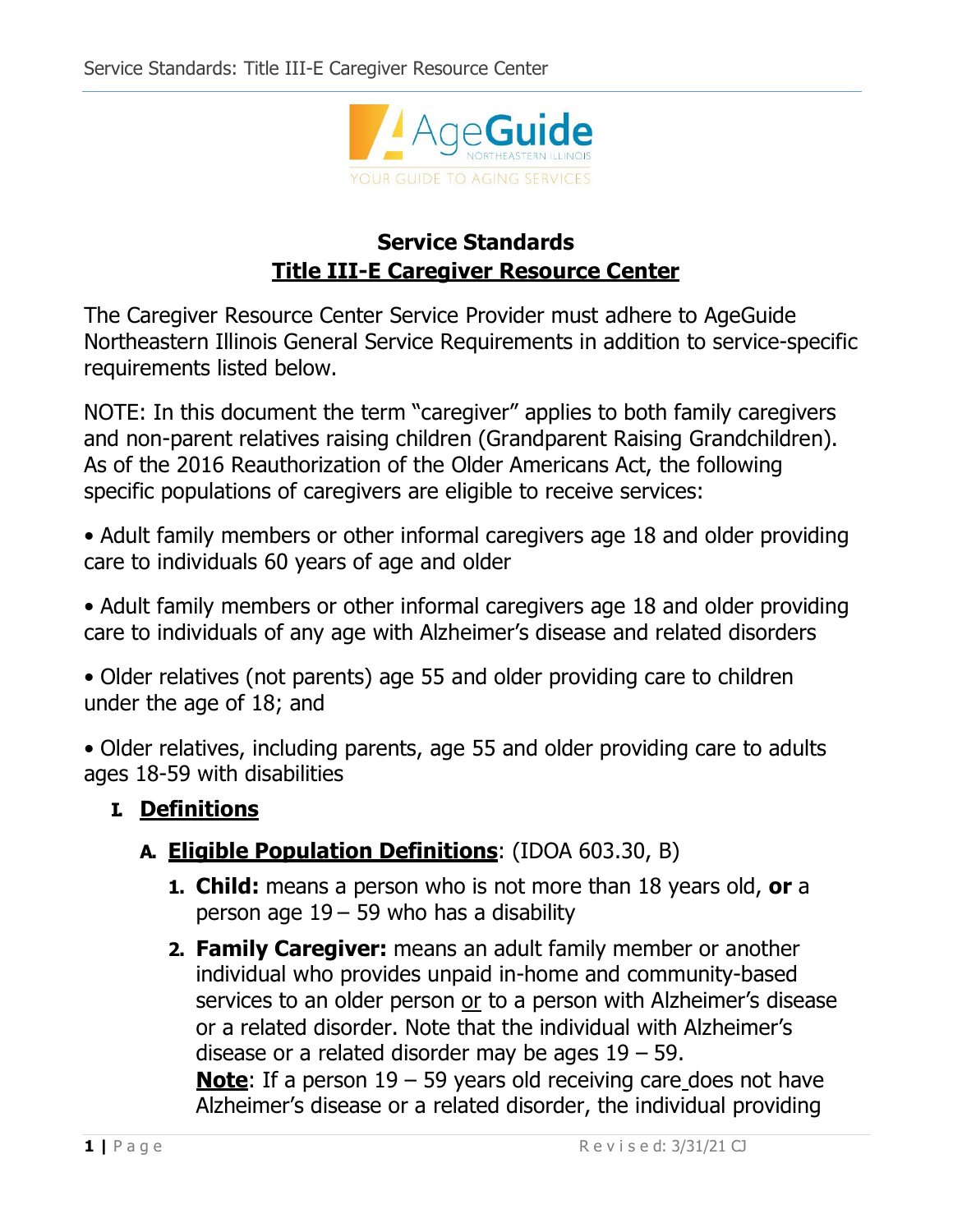# Service Standards

## Title III-E Caregiver Resource Center

The Caregiver Resource Center Service Provider must adhere to AgeGuide Northeastern Illinois General Service Requirements in addition to service-specific requirements listed below.

NOTE: In this document the term "caregiver" applies to both family caregivers and non-parent relatives raising children (Grandparent Raising Grandchildren). As of the 2016 Reauthorization of the Older Americans Act, the following specific populations of caregivers are eligible to receive services:

- Adult family members or other informal caregivers age 18 and older providing care to individuals 60 years of age and older
- Adult family members or other informal caregivers age 18 and older providing care to individuals of any age with Alzheimer's disease and related disorders
- Older relatives (not parents) age 55 and older providing care to children under the age of 18; and
- Older relatives, including parents, age 55 and older providing care to adults ages 18-59 with disabilities

### I. Definitions

#### A. Eligible Population Definitions: (IDOA 603.30, B)

1. **Child:** means a person who is not more than 18 years old, **or** a person age 19 – 59 who has a disability
2. **Family Caregiver:** means an adult family member or another individual who provides unpaid in-home and community-based services to an older person or to a person with Alzheimer's disease or a related disorder. Note that the individual with Alzheimer's disease or a related disorder may be ages 19 – 59. **Note**: If a person 19 – 59 years old receiving care does not have Alzheimer's disease or a related disorder, the individual providing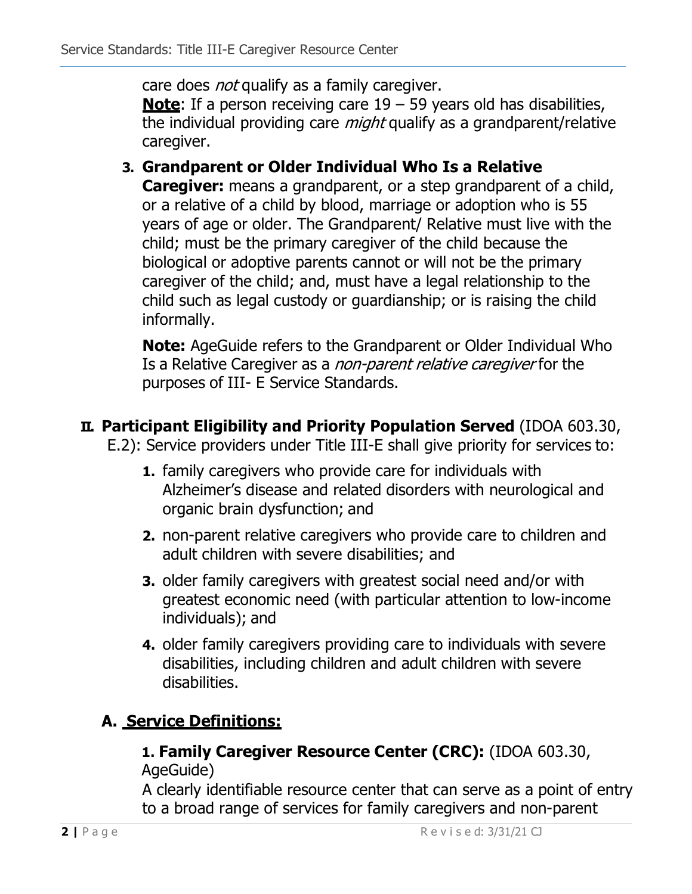care does *not* qualify as a family caregiver.
**Note**: If a person receiving care 19 – 59 years old has disabilities, the individual providing care *might* qualify as a grandparent/relative caregiver.

**3. Grandparent or Older Individual Who Is a Relative Caregiver:** means a grandparent, or a step grandparent of a child, or a relative of a child by blood, marriage or adoption who is 55 years of age or older. The Grandparent/ Relative must live with the child; must be the primary caregiver of the child because the biological or adoptive parents cannot or will not be the primary caregiver of the child; and, must have a legal relationship to the child such as legal custody or guardianship; or is raising the child informally.

**Note:** AgeGuide refers to the Grandparent or Older Individual Who Is a Relative Caregiver as a *non-parent relative caregiver* for the purposes of III- E Service Standards.

## II. Participant Eligibility and Priority Population Served (IDOA 603.30, E.2): Service providers under Title III-E shall give priority for services to:

1. family caregivers who provide care for individuals with Alzheimer's disease and related disorders with neurological and organic brain dysfunction; and
2. non-parent relative caregivers who provide care to children and adult children with severe disabilities; and
3. older family caregivers with greatest social need and/or with greatest economic need (with particular attention to low-income individuals); and
4. older family caregivers providing care to individuals with severe disabilities, including children and adult children with severe disabilities.

### A. Service Definitions:

**1. Family Caregiver Resource Center (CRC):** (IDOA 603.30, AgeGuide)
A clearly identifiable resource center that can serve as a point of entry to a broad range of services for family caregivers and non-parent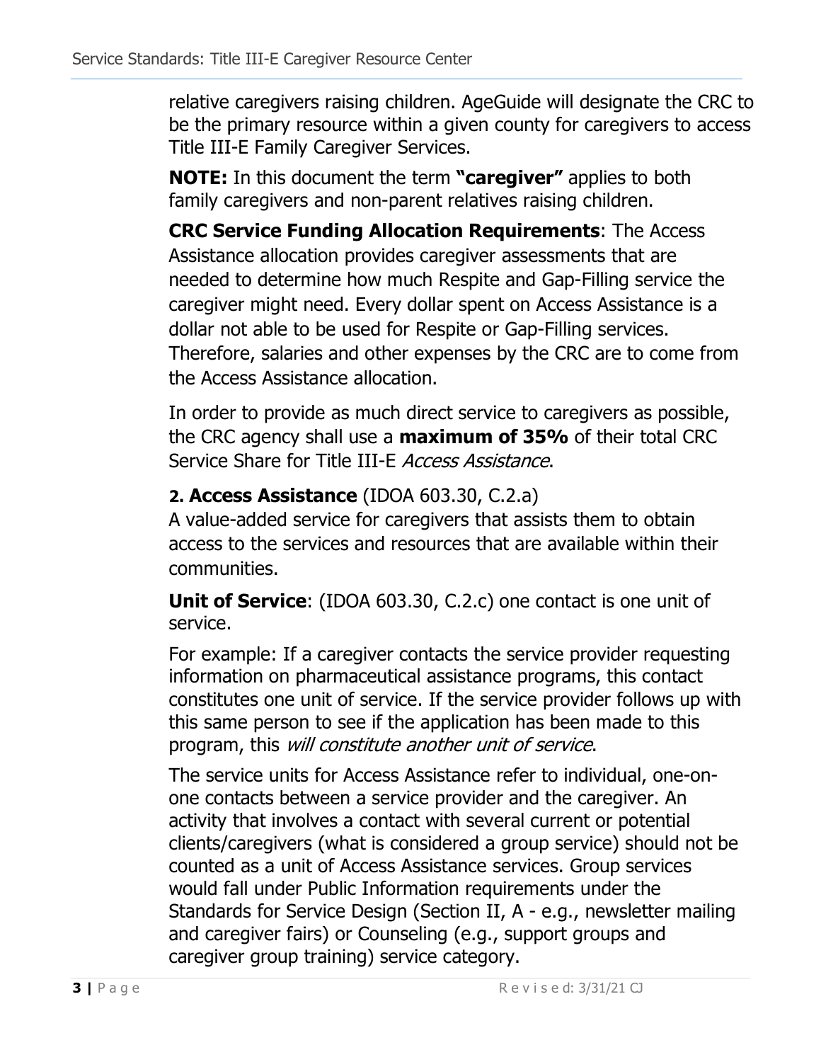relative caregivers raising children. AgeGuide will designate the CRC to be the primary resource within a given county for caregivers to access Title III-E Family Caregiver Services.

**NOTE:** In this document the term **"caregiver"** applies to both family caregivers and non-parent relatives raising children.

**CRC Service Funding Allocation Requirements**: The Access Assistance allocation provides caregiver assessments that are needed to determine how much Respite and Gap-Filling service the caregiver might need. Every dollar spent on Access Assistance is a dollar not able to be used for Respite or Gap-Filling services. Therefore, salaries and other expenses by the CRC are to come from the Access Assistance allocation.

In order to provide as much direct service to caregivers as possible, the CRC agency shall use a **maximum of 35%** of their total CRC Service Share for Title III-E *Access Assistance*.

**2. Access Assistance** (IDOA 603.30, C.2.a)
A value-added service for caregivers that assists them to obtain access to the services and resources that are available within their communities.

**Unit of Service**: (IDOA 603.30, C.2.c) one contact is one unit of service.

For example: If a caregiver contacts the service provider requesting information on pharmaceutical assistance programs, this contact constitutes one unit of service. If the service provider follows up with this same person to see if the application has been made to this program, this *will constitute another unit of service*.

The service units for Access Assistance refer to individual, one-on-one contacts between a service provider and the caregiver. An activity that involves a contact with several current or potential clients/caregivers (what is considered a group service) should not be counted as a unit of Access Assistance services. Group services would fall under Public Information requirements under the Standards for Service Design (Section II, A - e.g., newsletter mailing and caregiver fairs) or Counseling (e.g., support groups and caregiver group training) service category.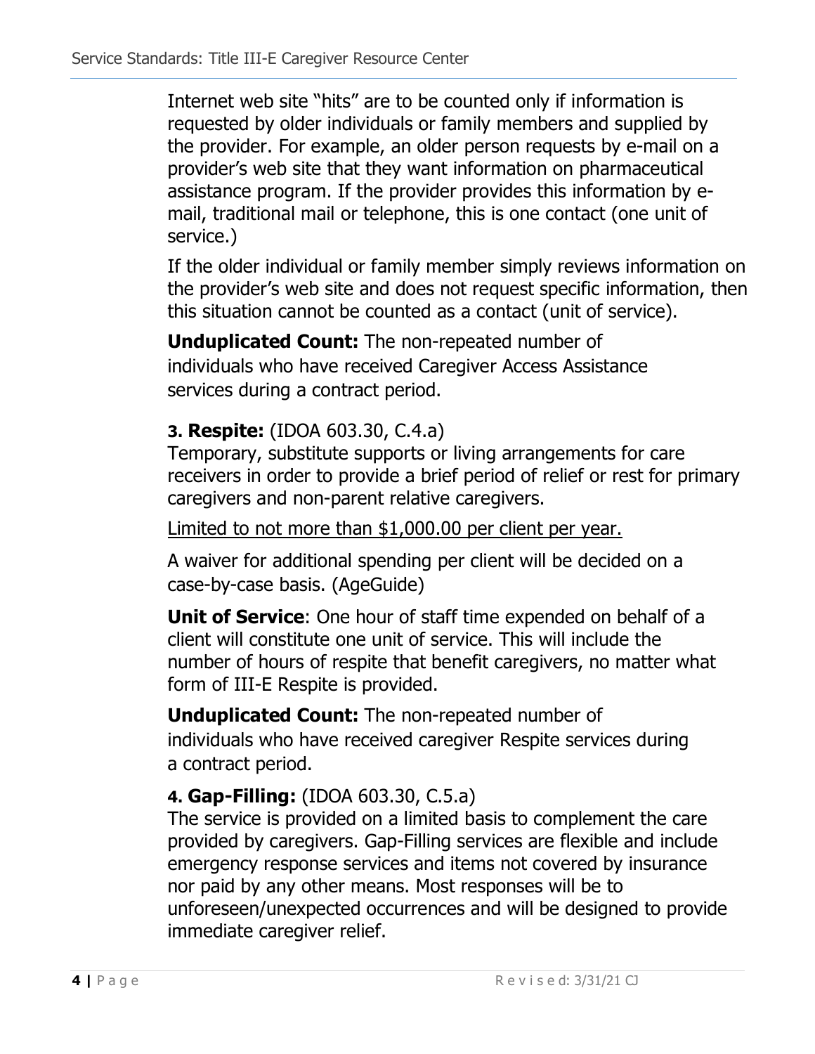Internet web site "hits" are to be counted only if information is requested by older individuals or family members and supplied by the provider. For example, an older person requests by e-mail on a provider's web site that they want information on pharmaceutical assistance program. If the provider provides this information by e-mail, traditional mail or telephone, this is one contact (one unit of service.)

If the older individual or family member simply reviews information on the provider's web site and does not request specific information, then this situation cannot be counted as a contact (unit of service).

**Unduplicated Count:** The non-repeated number of individuals who have received Caregiver Access Assistance services during a contract period.

**3. Respite:** (IDOA 603.30, C.4.a)
Temporary, substitute supports or living arrangements for care receivers in order to provide a brief period of relief or rest for primary caregivers and non-parent relative caregivers.

<u>Limited to not more than $1,000.00 per client per year.</u>

A waiver for additional spending per client will be decided on a case-by-case basis. (AgeGuide)

**Unit of Service**: One hour of staff time expended on behalf of a client will constitute one unit of service. This will include the number of hours of respite that benefit caregivers, no matter what form of III-E Respite is provided.

**Unduplicated Count:** The non-repeated number of individuals who have received caregiver Respite services during a contract period.

**4. Gap-Filling:** (IDOA 603.30, C.5.a)
The service is provided on a limited basis to complement the care provided by caregivers. Gap-Filling services are flexible and include emergency response services and items not covered by insurance nor paid by any other means. Most responses will be to unforeseen/unexpected occurrences and will be designed to provide immediate caregiver relief.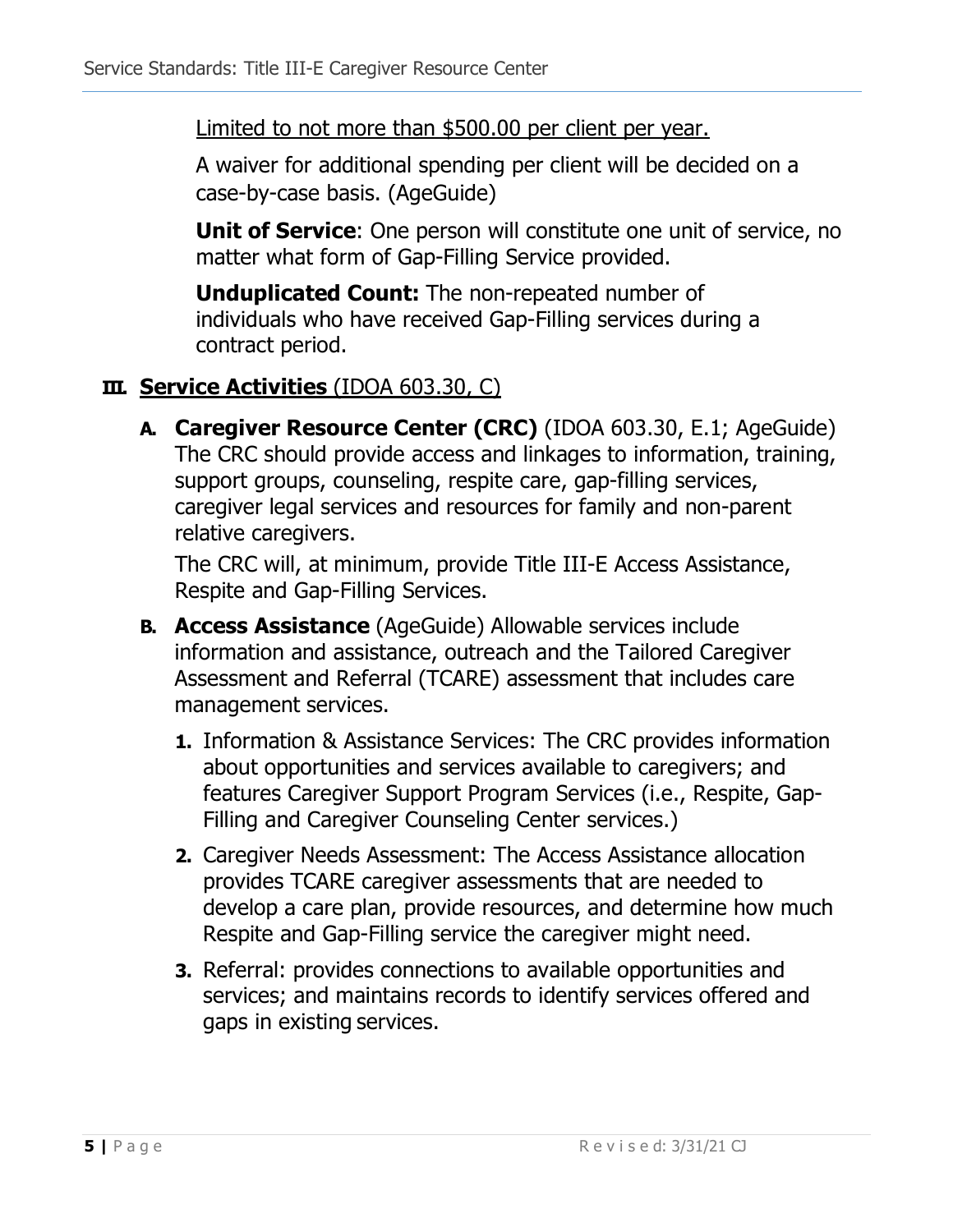<u>Limited to not more than $500.00 per client per year.</u>

A waiver for additional spending per client will be decided on a case-by-case basis. (AgeGuide)

**Unit of Service**: One person will constitute one unit of service, no matter what form of Gap-Filling Service provided.

**Unduplicated Count:** The non-repeated number of individuals who have received Gap-Filling services during a contract period.

## III. <u>**Service Activities** (IDOA 603.30, C)</u>

**A. Caregiver Resource Center (CRC)** (IDOA 603.30, E.1; AgeGuide) The CRC should provide access and linkages to information, training, support groups, counseling, respite care, gap-filling services, caregiver legal services and resources for family and non-parent relative caregivers.

The CRC will, at minimum, provide Title III-E Access Assistance, Respite and Gap-Filling Services.

**B. Access Assistance** (AgeGuide) Allowable services include information and assistance, outreach and the Tailored Caregiver Assessment and Referral (TCARE) assessment that includes care management services.

1. Information & Assistance Services: The CRC provides information about opportunities and services available to caregivers; and features Caregiver Support Program Services (i.e., Respite, Gap-Filling and Caregiver Counseling Center services.)
2. Caregiver Needs Assessment: The Access Assistance allocation provides TCARE caregiver assessments that are needed to develop a care plan, provide resources, and determine how much Respite and Gap-Filling service the caregiver might need.
3. Referral: provides connections to available opportunities and services; and maintains records to identify services offered and gaps in existing services.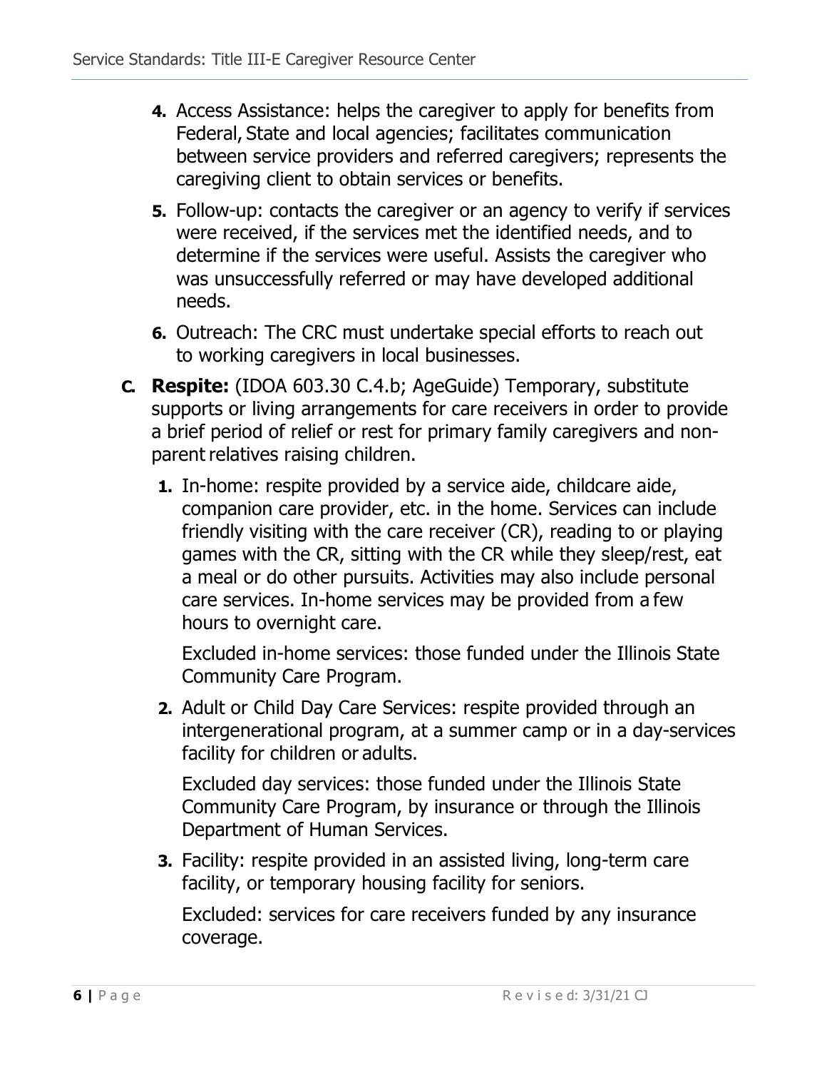4. **4.** Access Assistance: helps the caregiver to apply for benefits from Federal, State and local agencies; facilitates communication between service providers and referred caregivers; represents the caregiving client to obtain services or benefits.
5. **5.** Follow-up: contacts the caregiver or an agency to verify if services were received, if the services met the identified needs, and to determine if the services were useful. Assists the caregiver who was unsuccessfully referred or may have developed additional needs.
6. **6.** Outreach: The CRC must undertake special efforts to reach out to working caregivers in local businesses.

**C. Respite:** (IDOA 603.30 C.4.b; AgeGuide) Temporary, substitute supports or living arrangements for care receivers in order to provide a brief period of relief or rest for primary family caregivers and non-parent relatives raising children.

1. **1.** In-home: respite provided by a service aide, childcare aide, companion care provider, etc. in the home. Services can include friendly visiting with the care receiver (CR), reading to or playing games with the CR, sitting with the CR while they sleep/rest, eat a meal or do other pursuits. Activities may also include personal care services. In-home services may be provided from a few hours to overnight care.

   Excluded in-home services: those funded under the Illinois State Community Care Program.

2. **2.** Adult or Child Day Care Services: respite provided through an intergenerational program, at a summer camp or in a day-services facility for children or adults.

   Excluded day services: those funded under the Illinois State Community Care Program, by insurance or through the Illinois Department of Human Services.

3. **3.** Facility: respite provided in an assisted living, long-term care facility, or temporary housing facility for seniors.

   Excluded: services for care receivers funded by any insurance coverage.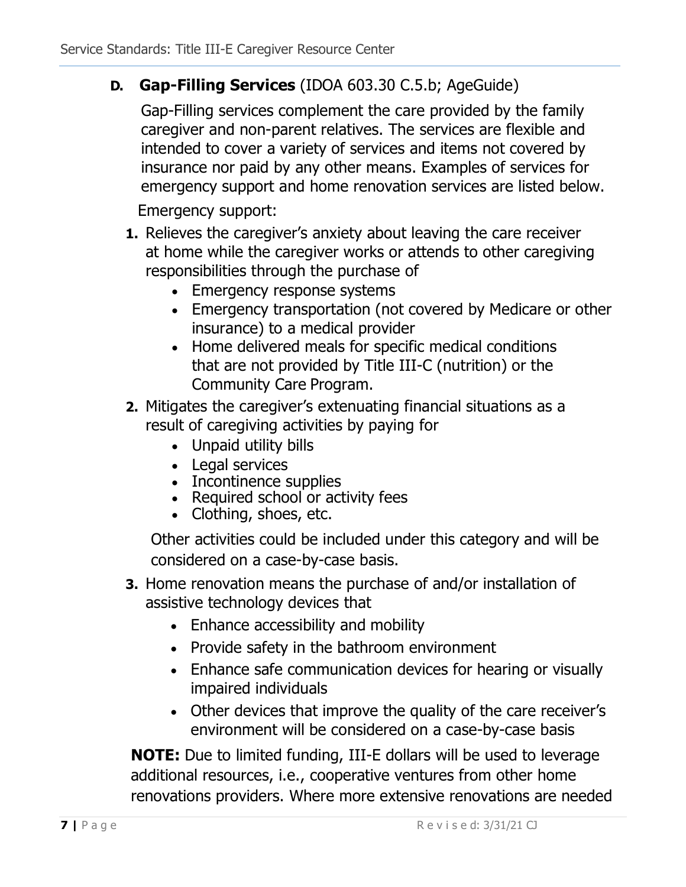## D. **Gap-Filling Services** (IDOA 603.30 C.5.b; AgeGuide)

Gap-Filling services complement the care provided by the family caregiver and non-parent relatives. The services are flexible and intended to cover a variety of services and items not covered by insurance nor paid by any other means. Examples of services for emergency support and home renovation services are listed below.

Emergency support:

1. Relieves the caregiver's anxiety about leaving the care receiver at home while the caregiver works or attends to other caregiving responsibilities through the purchase of
   - Emergency response systems
   - Emergency transportation (not covered by Medicare or other insurance) to a medical provider
   - Home delivered meals for specific medical conditions that are not provided by Title III-C (nutrition) or the Community Care Program.
2. Mitigates the caregiver's extenuating financial situations as a result of caregiving activities by paying for
   - Unpaid utility bills
   - Legal services
   - Incontinence supplies
   - Required school or activity fees
   - Clothing, shoes, etc.

   Other activities could be included under this category and will be considered on a case-by-case basis.
3. Home renovation means the purchase of and/or installation of assistive technology devices that
   - Enhance accessibility and mobility
   - Provide safety in the bathroom environment
   - Enhance safe communication devices for hearing or visually impaired individuals
   - Other devices that improve the quality of the care receiver's environment will be considered on a case-by-case basis

**NOTE:** Due to limited funding, III-E dollars will be used to leverage additional resources, i.e., cooperative ventures from other home renovations providers. Where more extensive renovations are needed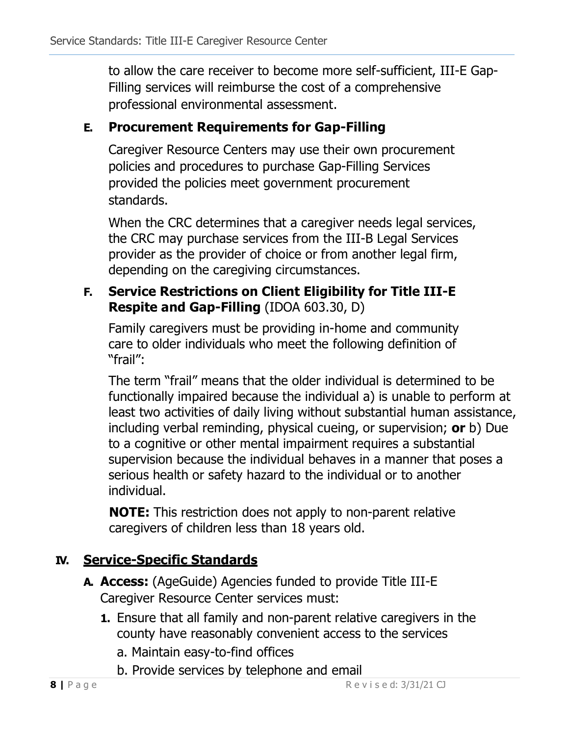to allow the care receiver to become more self-sufficient, III-E Gap-Filling services will reimburse the cost of a comprehensive professional environmental assessment.

### E. Procurement Requirements for Gap-Filling

Caregiver Resource Centers may use their own procurement policies and procedures to purchase Gap-Filling Services provided the policies meet government procurement standards.

When the CRC determines that a caregiver needs legal services, the CRC may purchase services from the III-B Legal Services provider as the provider of choice or from another legal firm, depending on the caregiving circumstances.

### F. Service Restrictions on Client Eligibility for Title III-E Respite and Gap-Filling (IDOA 603.30, D)

Family caregivers must be providing in-home and community care to older individuals who meet the following definition of "frail":

The term "frail" means that the older individual is determined to be functionally impaired because the individual a) is unable to perform at least two activities of daily living without substantial human assistance, including verbal reminding, physical cueing, or supervision; **or** b) Due to a cognitive or other mental impairment requires a substantial supervision because the individual behaves in a manner that poses a serious health or safety hazard to the individual or to another individual.

**NOTE:** This restriction does not apply to non-parent relative caregivers of children less than 18 years old.

## IV. Service-Specific Standards

**A. Access:** (AgeGuide) Agencies funded to provide Title III-E Caregiver Resource Center services must:

1. Ensure that all family and non-parent relative caregivers in the county have reasonably convenient access to the services
   a. Maintain easy-to-find offices
   b. Provide services by telephone and email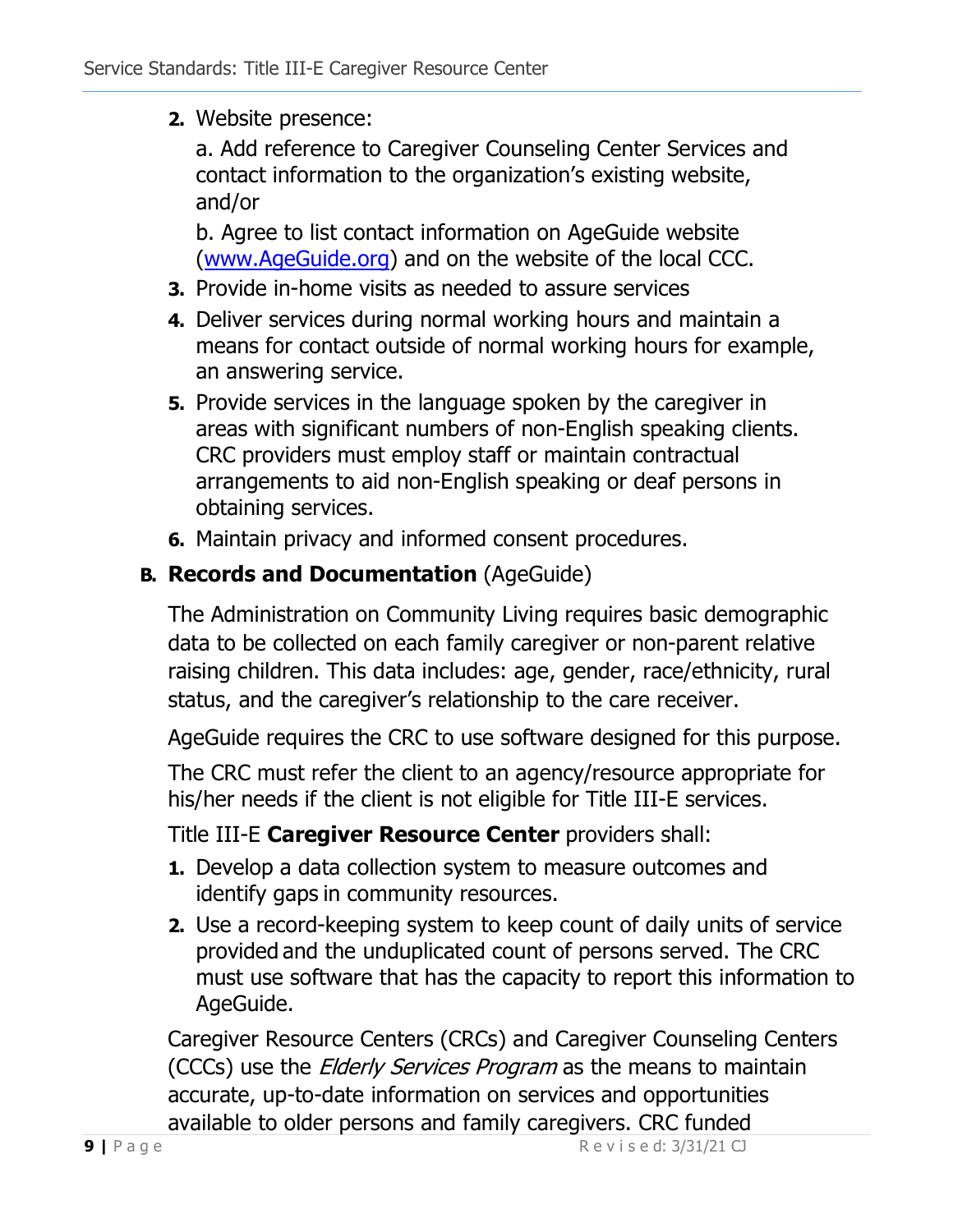2. Website presence:

   a. Add reference to Caregiver Counseling Center Services and contact information to the organization's existing website, and/or

   b. Agree to list contact information on AgeGuide website (www.AgeGuide.org) and on the website of the local CCC.

3. Provide in-home visits as needed to assure services
4. Deliver services during normal working hours and maintain a means for contact outside of normal working hours for example, an answering service.
5. Provide services in the language spoken by the caregiver in areas with significant numbers of non-English speaking clients. CRC providers must employ staff or maintain contractual arrangements to aid non-English speaking or deaf persons in obtaining services.
6. Maintain privacy and informed consent procedures.

**B. Records and Documentation** (AgeGuide)

The Administration on Community Living requires basic demographic data to be collected on each family caregiver or non-parent relative raising children. This data includes: age, gender, race/ethnicity, rural status, and the caregiver's relationship to the care receiver.

AgeGuide requires the CRC to use software designed for this purpose.

The CRC must refer the client to an agency/resource appropriate for his/her needs if the client is not eligible for Title III-E services.

Title III-E **Caregiver Resource Center** providers shall:

1. Develop a data collection system to measure outcomes and identify gaps in community resources.
2. Use a record-keeping system to keep count of daily units of service provided and the unduplicated count of persons served. The CRC must use software that has the capacity to report this information to AgeGuide.

Caregiver Resource Centers (CRCs) and Caregiver Counseling Centers (CCCs) use the *Elderly Services Program* as the means to maintain accurate, up-to-date information on services and opportunities available to older persons and family caregivers. CRC funded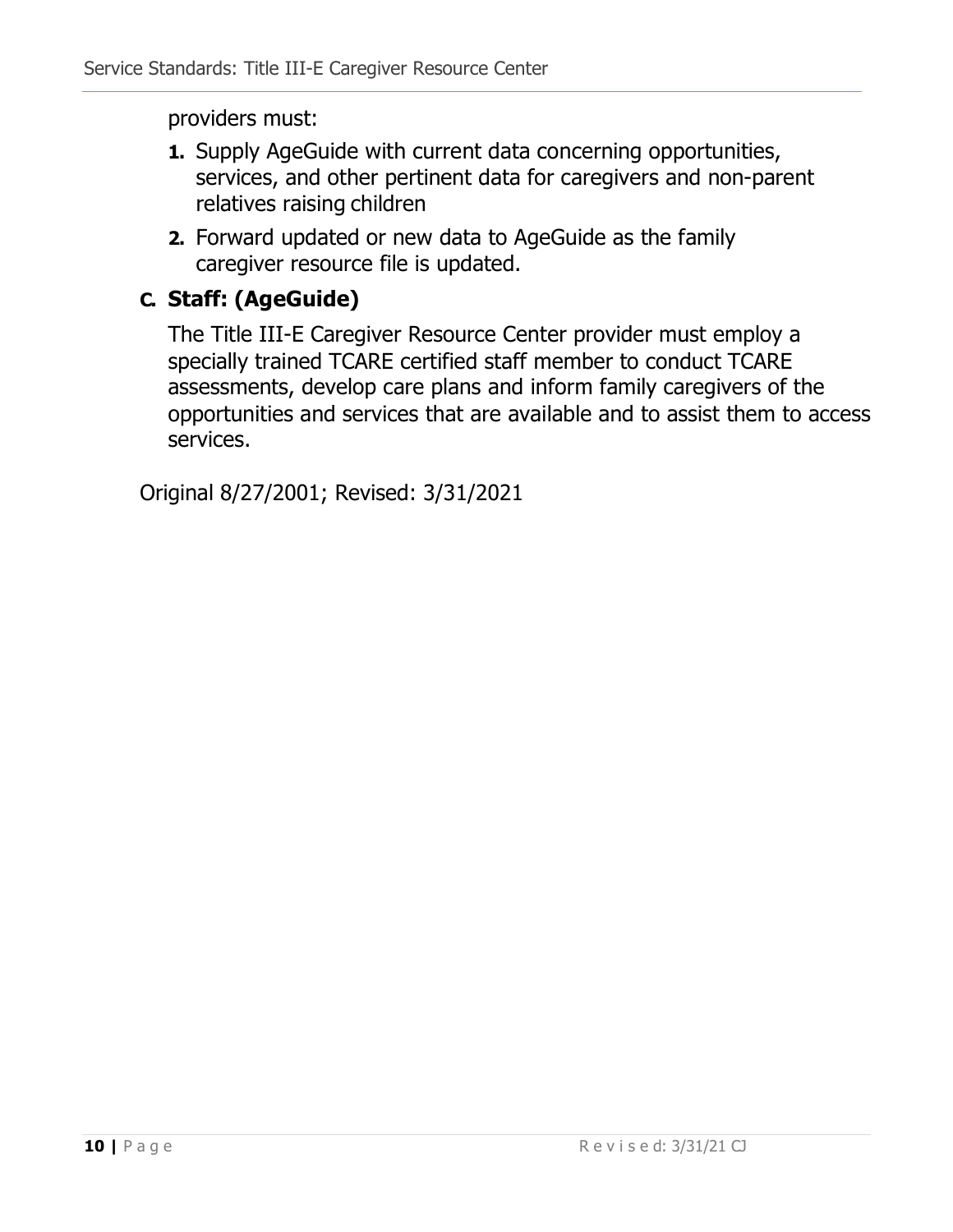providers must:

1. Supply AgeGuide with current data concerning opportunities, services, and other pertinent data for caregivers and non-parent relatives raising children
2. Forward updated or new data to AgeGuide as the family caregiver resource file is updated.

### C. Staff: (AgeGuide)

The Title III-E Caregiver Resource Center provider must employ a specially trained TCARE certified staff member to conduct TCARE assessments, develop care plans and inform family caregivers of the opportunities and services that are available and to assist them to access services.

Original 8/27/2001; Revised: 3/31/2021